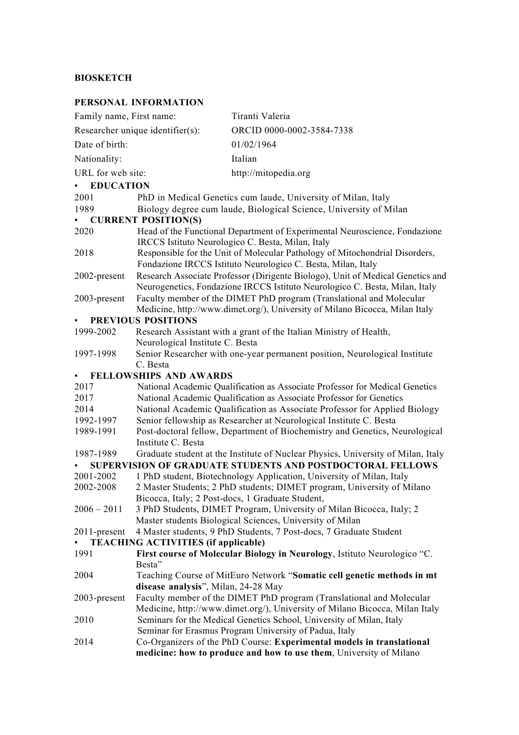**BIOSKETCH**

**PERSONAL INFORMATION**

| | |
|---|---|
| Family name, First name: | Tiranti Valeria |
| Researcher unique identifier(s): | ORCID 0000-0002-3584-7338 |
| Date of birth: | 01/02/1964 |
| Nationality: | Italian |
| URL for web site: | http://mitopedia.org |

- **EDUCATION**

| | |
|---|---|
| 2001 | PhD in Medical Genetics cum laude, University of Milan, Italy |
| 1989 | Biology degree cum laude, Biological Science, University of Milan |

- **CURRENT POSITION(S)**

| | |
|---|---|
| 2020 | Head of the Functional Department of Experimental Neuroscience, Fondazione IRCCS Istituto Neurologico C. Besta, Milan, Italy |
| 2018 | Responsible for the Unit of Molecular Pathology of Mitochondrial Disorders, Fondazione IRCCS Istituto Neurologico C. Besta, Milan, Italy |
| 2002-present | Research Associate Professor (Dirigente Biologo), Unit of Medical Genetics and Neurogenetics, Fondazione IRCCS Istituto Neurologico C. Besta, Milan, Italy |
| 2003-present | Faculty member of the DIMET PhD program (Translational and Molecular Medicine, http://www.dimet.org/), University of Milano Bicocca, Milan Italy |

- **PREVIOUS POSITIONS**

| | |
|---|---|
| 1999-2002 | Research Assistant with a grant of the Italian Ministry of Health, Neurological Institute C. Besta |
| 1997-1998 | Senior Researcher with one-year permanent position, Neurological Institute C. Besta |

- **FELLOWSHIPS AND AWARDS**

| | |
|---|---|
| 2017 | National Academic Qualification as Associate Professor for Medical Genetics |
| 2017 | National Academic Qualification as Associate Professor for Genetics |
| 2014 | National Academic Qualification as Associate Professor for Applied Biology |
| 1992-1997 | Senior fellowship as Researcher at Neurological Institute C. Besta |
| 1989-1991 | Post-doctoral fellow, Department of Biochemistry and Genetics, Neurological Institute C. Besta |
| 1987-1989 | Graduate student at the Institute of Nuclear Physics, University of Milan, Italy |

- **SUPERVISION OF GRADUATE STUDENTS AND POSTDOCTORAL FELLOWS**

| | |
|---|---|
| 2001-2002 | 1 PhD student, Biotechnology Application, University of Milan, Italy |
| 2002-2008 | 2 Master Students; 2 PhD students; DIMET program, University of Milano Bicocca, Italy; 2 Post-docs, 1 Graduate Student, |
| 2006 – 2011 | 3 PhD Students, DIMET Program, University of Milan Bicocca, Italy; 2 Master students Biological Sciences, University of Milan |
| 2011-present | 4 Master students, 9 PhD Students, 7 Post-docs, 7 Graduate Student |

- **TEACHING ACTIVITIES (if applicable)**

| | |
|---|---|
| 1991 | **First course of Molecular Biology in Neurology**, Istituto Neurologico "C. Besta" |
| 2004 | Teaching Course of MitEuro Network "**Somatic cell genetic methods in mt disease analysis**", Milan, 24-28 May |
| 2003-present | Faculty member of the DIMET PhD program (Translational and Molecular Medicine, http://www.dimet.org/), University of Milano Bicocca, Milan Italy |
| 2010 | Seminars for the Medical Genetics School, University of Milan, Italy<br>Seminar for Erasmus Program University of Padua, Italy |
| 2014 | Co-Organizers of the PhD Course: **Experimental models in translational medicine: how to produce and how to use them**, University of Milano |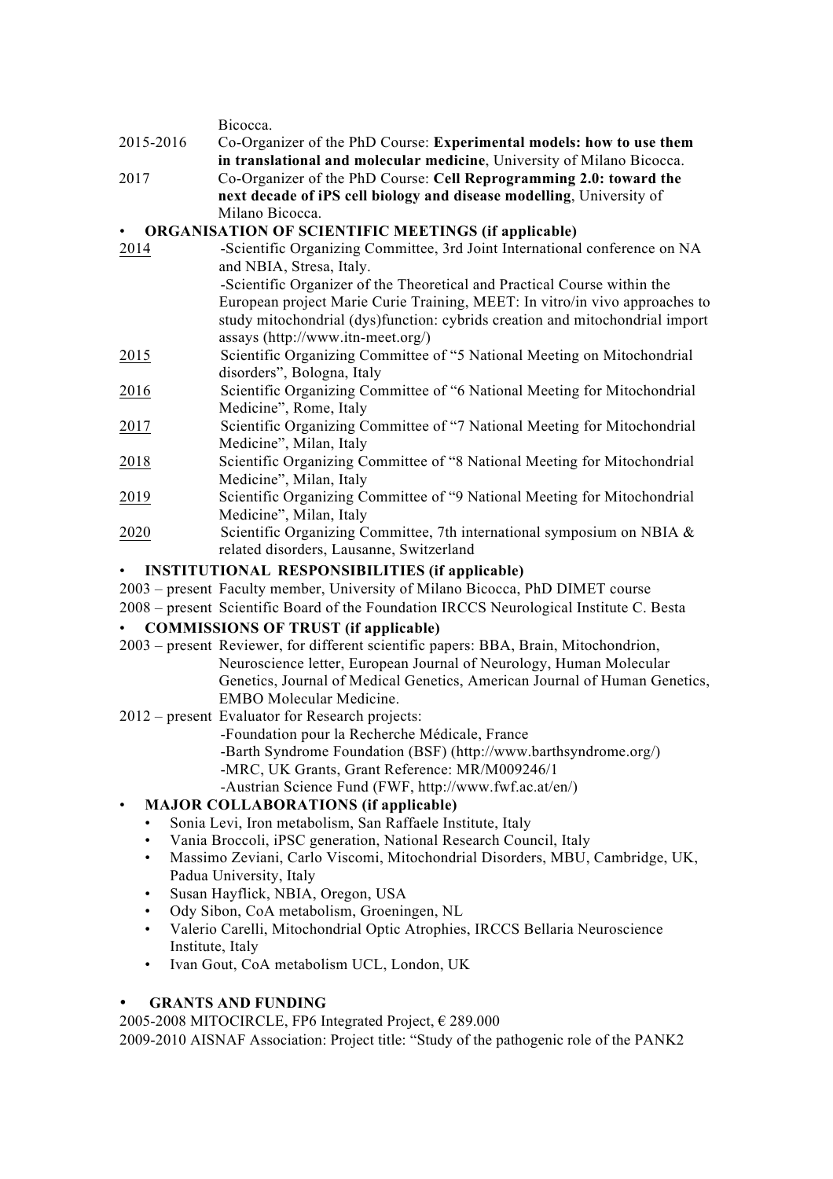Bicocca.

2015-2016 Co-Organizer of the PhD Course: **Experimental models: how to use them in translational and molecular medicine**, University of Milano Bicocca.

2017 Co-Organizer of the PhD Course: **Cell Reprogramming 2.0: toward the next decade of iPS cell biology and disease modelling**, University of Milano Bicocca.

- **ORGANISATION OF SCIENTIFIC MEETINGS (if applicable)**

2014 -Scientific Organizing Committee, 3rd Joint International conference on NA and NBIA, Stresa, Italy.
-Scientific Organizer of the Theoretical and Practical Course within the European project Marie Curie Training, MEET: In vitro/in vivo approaches to study mitochondrial (dys)function: cybrids creation and mitochondrial import assays (http://www.itn-meet.org/)

2015 Scientific Organizing Committee of "5 National Meeting on Mitochondrial disorders", Bologna, Italy

2016 Scientific Organizing Committee of "6 National Meeting for Mitochondrial Medicine", Rome, Italy

2017 Scientific Organizing Committee of "7 National Meeting for Mitochondrial Medicine", Milan, Italy

2018 Scientific Organizing Committee of "8 National Meeting for Mitochondrial Medicine", Milan, Italy

2019 Scientific Organizing Committee of "9 National Meeting for Mitochondrial Medicine", Milan, Italy

2020 Scientific Organizing Committee, 7th international symposium on NBIA & related disorders, Lausanne, Switzerland

- **INSTITUTIONAL RESPONSIBILITIES (if applicable)**

2003 – present Faculty member, University of Milano Bicocca, PhD DIMET course

2008 – present Scientific Board of the Foundation IRCCS Neurological Institute C. Besta

- **COMMISSIONS OF TRUST (if applicable)**

2003 – present Reviewer, for different scientific papers: BBA, Brain, Mitochondrion, Neuroscience letter, European Journal of Neurology, Human Molecular Genetics, Journal of Medical Genetics, American Journal of Human Genetics, EMBO Molecular Medicine.

2012 – present Evaluator for Research projects:
-Foundation pour la Recherche Médicale, France
-Barth Syndrome Foundation (BSF) (http://www.barthsyndrome.org/)
-MRC, UK Grants, Grant Reference: MR/M009246/1
-Austrian Science Fund (FWF, http://www.fwf.ac.at/en/)

- **MAJOR COLLABORATIONS (if applicable)**
  - Sonia Levi, Iron metabolism, San Raffaele Institute, Italy
  - Vania Broccoli, iPSC generation, National Research Council, Italy
  - Massimo Zeviani, Carlo Viscomi, Mitochondrial Disorders, MBU, Cambridge, UK, Padua University, Italy
  - Susan Hayflick, NBIA, Oregon, USA
  - Ody Sibon, CoA metabolism, Groeningen, NL
  - Valerio Carelli, Mitochondrial Optic Atrophies, IRCCS Bellaria Neuroscience Institute, Italy
  - Ivan Gout, CoA metabolism UCL, London, UK

- **GRANTS AND FUNDING**

2005-2008 MITOCIRCLE, FP6 Integrated Project, € 289.000

2009-2010 AISNAF Association: Project title: "Study of the pathogenic role of the PANK2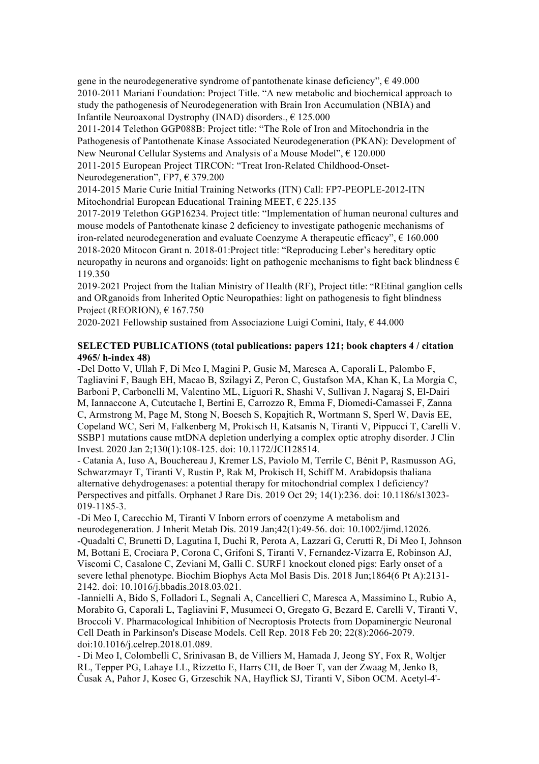gene in the neurodegenerative syndrome of pantothenate kinase deficiency", € 49.000
2010-2011 Mariani Foundation: Project Title. "A new metabolic and biochemical approach to study the pathogenesis of Neurodegeneration with Brain Iron Accumulation (NBIA) and Infantile Neuroaxonal Dystrophy (INAD) disorders., € 125.000
2011-2014 Telethon GGP088B: Project title: "The Role of Iron and Mitochondria in the Pathogenesis of Pantothenate Kinase Associated Neurodegeneration (PKAN): Development of New Neuronal Cellular Systems and Analysis of a Mouse Model", € 120.000
2011-2015 European Project TIRCON: "Treat Iron-Related Childhood-Onset-Neurodegeneration", FP7, € 379.200
2014-2015 Marie Curie Initial Training Networks (ITN) Call: FP7-PEOPLE-2012-ITN Mitochondrial European Educational Training MEET, € 225.135
2017-2019 Telethon GGP16234. Project title: "Implementation of human neuronal cultures and mouse models of Pantothenate kinase 2 deficiency to investigate pathogenic mechanisms of iron-related neurodegeneration and evaluate Coenzyme A therapeutic efficacy", € 160.000
2018-2020 Mitocon Grant n. 2018-01:Project title: "Reproducing Leber's hereditary optic neuropathy in neurons and organoids: light on pathogenic mechanisms to fight back blindness € 119.350
2019-2021 Project from the Italian Ministry of Health (RF), Project title: "REtinal ganglion cells and ORganoids from Inherited Optic Neuropathies: light on pathogenesis to fight blindness Project (REORION), € 167.750
2020-2021 Fellowship sustained from Associazione Luigi Comini, Italy, € 44.000

**SELECTED PUBLICATIONS (total publications: papers 121; book chapters 4 / citation 4965/ h-index 48)**

-Del Dotto V, Ullah F, Di Meo I, Magini P, Gusic M, Maresca A, Caporali L, Palombo F, Tagliavini F, Baugh EH, Macao B, Szilagyi Z, Peron C, Gustafson MA, Khan K, La Morgia C, Barboni P, Carbonelli M, Valentino ML, Liguori R, Shashi V, Sullivan J, Nagaraj S, El-Dairi M, Iannaccone A, Cutcutache I, Bertini E, Carrozzo R, Emma F, Diomedi-Camassei F, Zanna C, Armstrong M, Page M, Stong N, Boesch S, Kopajtich R, Wortmann S, Sperl W, Davis EE, Copeland WC, Seri M, Falkenberg M, Prokisch H, Katsanis N, Tiranti V, Pippucci T, Carelli V. SSBP1 mutations cause mtDNA depletion underlying a complex optic atrophy disorder. J Clin Invest. 2020 Jan 2;130(1):108-125. doi: 10.1172/JCI128514.

- Catania A, Iuso A, Bouchereau J, Kremer LS, Paviolo M, Terrile C, Bénit P, Rasmusson AG, Schwarzmayr T, Tiranti V, Rustin P, Rak M, Prokisch H, Schiff M. Arabidopsis thaliana alternative dehydrogenases: a potential therapy for mitochondrial complex I deficiency? Perspectives and pitfalls. Orphanet J Rare Dis. 2019 Oct 29; 14(1):236. doi: 10.1186/s13023-019-1185-3.

-Di Meo I, Carecchio M, Tiranti V Inborn errors of coenzyme A metabolism and neurodegeneration. J Inherit Metab Dis. 2019 Jan;42(1):49-56. doi: 10.1002/jimd.12026.

-Quadalti C, Brunetti D, Lagutina I, Duchi R, Perota A, Lazzari G, Cerutti R, Di Meo I, Johnson M, Bottani E, Crociara P, Corona C, Grifoni S, Tiranti V, Fernandez-Vizarra E, Robinson AJ, Viscomi C, Casalone C, Zeviani M, Galli C. SURF1 knockout cloned pigs: Early onset of a severe lethal phenotype. Biochim Biophys Acta Mol Basis Dis. 2018 Jun;1864(6 Pt A):2131-2142. doi: 10.1016/j.bbadis.2018.03.021.

-Iannielli A, Bido S, Folladori L, Segnali A, Cancellieri C, Maresca A, Massimino L, Rubio A, Morabito G, Caporali L, Tagliavini F, Musumeci O, Gregato G, Bezard E, Carelli V, Tiranti V, Broccoli V. Pharmacological Inhibition of Necroptosis Protects from Dopaminergic Neuronal Cell Death in Parkinson's Disease Models. Cell Rep. 2018 Feb 20; 22(8):2066-2079. doi:10.1016/j.celrep.2018.01.089.

- Di Meo I, Colombelli C, Srinivasan B, de Villiers M, Hamada J, Jeong SY, Fox R, Woltjer RL, Tepper PG, Lahaye LL, Rizzetto E, Harrs CH, de Boer T, van der Zwaag M, Jenko B, Čusak A, Pahor J, Kosec G, Grzeschik NA, Hayflick SJ, Tiranti V, Sibon OCM. Acetyl-4'-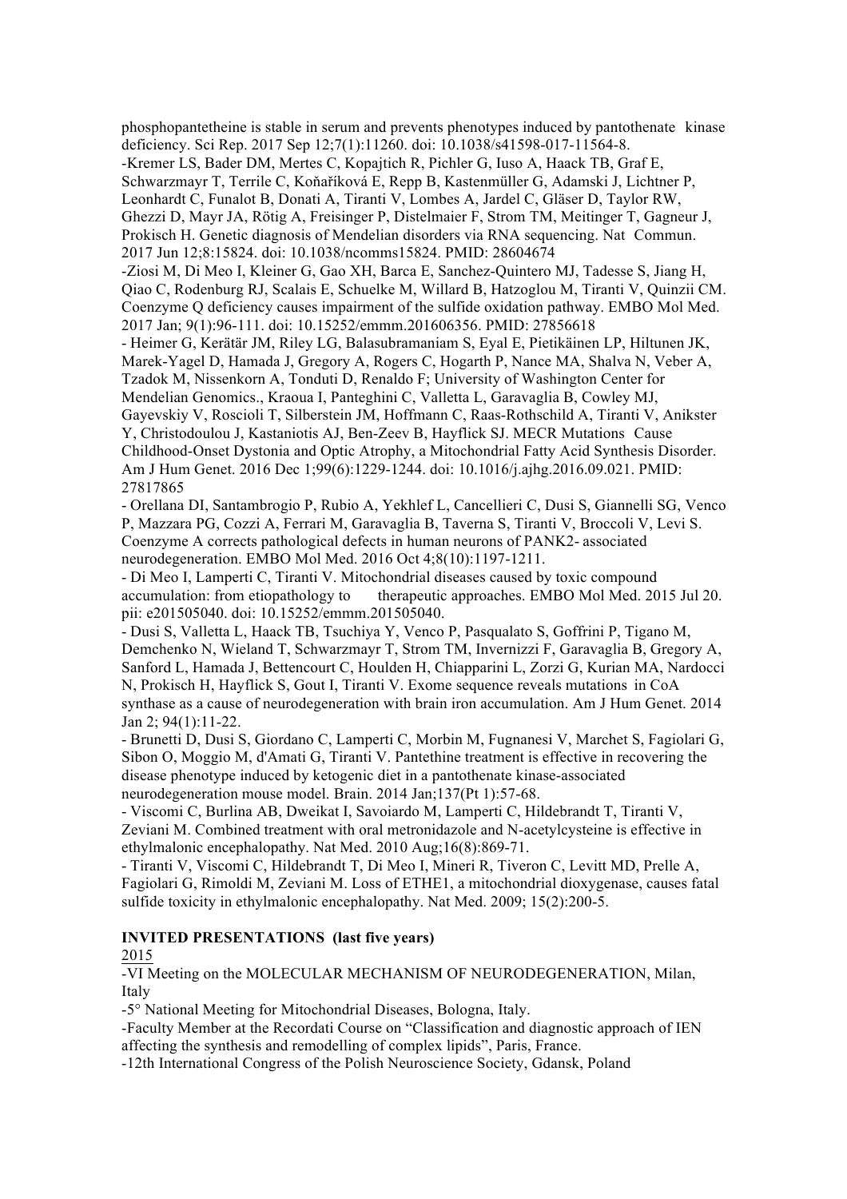phosphopantetheine is stable in serum and prevents phenotypes induced by pantothenate kinase deficiency. Sci Rep. 2017 Sep 12;7(1):11260. doi: 10.1038/s41598-017-11564-8.

-Kremer LS, Bader DM, Mertes C, Kopajtich R, Pichler G, Iuso A, Haack TB, Graf E, Schwarzmayr T, Terrile C, Koňaříková E, Repp B, Kastenmüller G, Adamski J, Lichtner P, Leonhardt C, Funalot B, Donati A, Tiranti V, Lombes A, Jardel C, Gläser D, Taylor RW, Ghezzi D, Mayr JA, Rötig A, Freisinger P, Distelmaier F, Strom TM, Meitinger T, Gagneur J, Prokisch H. Genetic diagnosis of Mendelian disorders via RNA sequencing. Nat Commun. 2017 Jun 12;8:15824. doi: 10.1038/ncomms15824. PMID: 28604674

-Ziosi M, Di Meo I, Kleiner G, Gao XH, Barca E, Sanchez-Quintero MJ, Tadesse S, Jiang H, Qiao C, Rodenburg RJ, Scalais E, Schuelke M, Willard B, Hatzoglou M, Tiranti V, Quinzii CM. Coenzyme Q deficiency causes impairment of the sulfide oxidation pathway. EMBO Mol Med. 2017 Jan; 9(1):96-111. doi: 10.15252/emmm.201606356. PMID: 27856618

- Heimer G, Kerätär JM, Riley LG, Balasubramaniam S, Eyal E, Pietikäinen LP, Hiltunen JK, Marek-Yagel D, Hamada J, Gregory A, Rogers C, Hogarth P, Nance MA, Shalva N, Veber A, Tzadok M, Nissenkorn A, Tonduti D, Renaldo F; University of Washington Center for Mendelian Genomics., Kraoua I, Panteghini C, Valletta L, Garavaglia B, Cowley MJ, Gayevskiy V, Roscioli T, Silberstein JM, Hoffmann C, Raas-Rothschild A, Tiranti V, Anikster Y, Christodoulou J, Kastaniotis AJ, Ben-Zeev B, Hayflick SJ. MECR Mutations Cause Childhood-Onset Dystonia and Optic Atrophy, a Mitochondrial Fatty Acid Synthesis Disorder. Am J Hum Genet. 2016 Dec 1;99(6):1229-1244. doi: 10.1016/j.ajhg.2016.09.021. PMID: 27817865

- Orellana DI, Santambrogio P, Rubio A, Yekhlef L, Cancellieri C, Dusi S, Giannelli SG, Venco P, Mazzara PG, Cozzi A, Ferrari M, Garavaglia B, Taverna S, Tiranti V, Broccoli V, Levi S. Coenzyme A corrects pathological defects in human neurons of PANK2- associated neurodegeneration. EMBO Mol Med. 2016 Oct 4;8(10):1197-1211.

- Di Meo I, Lamperti C, Tiranti V. Mitochondrial diseases caused by toxic compound accumulation: from etiopathology to therapeutic approaches. EMBO Mol Med. 2015 Jul 20. pii: e201505040. doi: 10.15252/emmm.201505040.

- Dusi S, Valletta L, Haack TB, Tsuchiya Y, Venco P, Pasqualato S, Goffrini P, Tigano M, Demchenko N, Wieland T, Schwarzmayr T, Strom TM, Invernizzi F, Garavaglia B, Gregory A, Sanford L, Hamada J, Bettencourt C, Houlden H, Chiapparini L, Zorzi G, Kurian MA, Nardocci N, Prokisch H, Hayflick S, Gout I, Tiranti V. Exome sequence reveals mutations in CoA synthase as a cause of neurodegeneration with brain iron accumulation. Am J Hum Genet. 2014 Jan 2; 94(1):11-22.

- Brunetti D, Dusi S, Giordano C, Lamperti C, Morbin M, Fugnanesi V, Marchet S, Fagiolari G, Sibon O, Moggio M, d'Amati G, Tiranti V. Pantethine treatment is effective in recovering the disease phenotype induced by ketogenic diet in a pantothenate kinase-associated neurodegeneration mouse model. Brain. 2014 Jan;137(Pt 1):57-68.

- Viscomi C, Burlina AB, Dweikat I, Savoiardo M, Lamperti C, Hildebrandt T, Tiranti V, Zeviani M. Combined treatment with oral metronidazole and N-acetylcysteine is effective in ethylmalonic encephalopathy. Nat Med. 2010 Aug;16(8):869-71.

- Tiranti V, Viscomi C, Hildebrandt T, Di Meo I, Mineri R, Tiveron C, Levitt MD, Prelle A, Fagiolari G, Rimoldi M, Zeviani M. Loss of ETHE1, a mitochondrial dioxygenase, causes fatal sulfide toxicity in ethylmalonic encephalopathy. Nat Med. 2009; 15(2):200-5.

**INVITED PRESENTATIONS (last five years)**

2015

-VI Meeting on the MOLECULAR MECHANISM OF NEURODEGENERATION, Milan, Italy

-5° National Meeting for Mitochondrial Diseases, Bologna, Italy.

-Faculty Member at the Recordati Course on "Classification and diagnostic approach of IEN affecting the synthesis and remodelling of complex lipids", Paris, France.

-12th International Congress of the Polish Neuroscience Society, Gdansk, Poland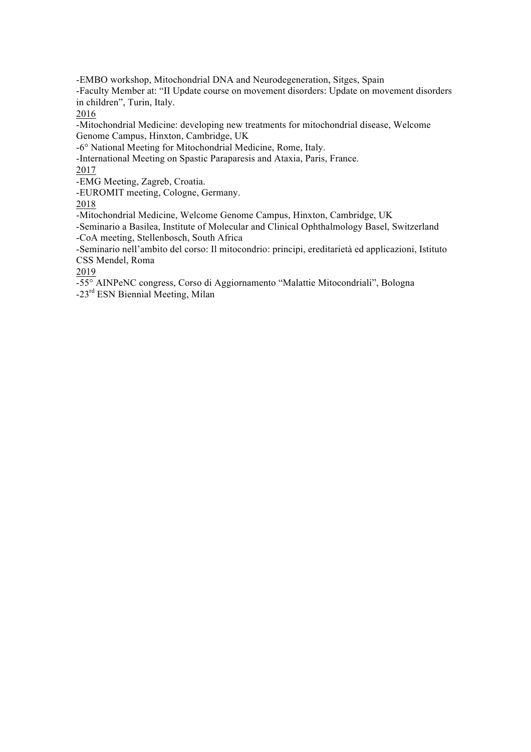-EMBO workshop, Mitochondrial DNA and Neurodegeneration, Sitges, Spain
-Faculty Member at: "II Update course on movement disorders: Update on movement disorders in children", Turin, Italy.

2016

-Mitochondrial Medicine: developing new treatments for mitochondrial disease, Welcome Genome Campus, Hinxton, Cambridge, UK
-6° National Meeting for Mitochondrial Medicine, Rome, Italy.
-International Meeting on Spastic Paraparesis and Ataxia, Paris, France.

2017

-EMG Meeting, Zagreb, Croatia.
-EUROMIT meeting, Cologne, Germany.

2018

-Mitochondrial Medicine, Welcome Genome Campus, Hinxton, Cambridge, UK
-Seminario a Basilea, Institute of Molecular and Clinical Ophthalmology Basel, Switzerland
-CoA meeting, Stellenbosch, South Africa
-Seminario nell'ambito del corso: Il mitocondrio: principi, ereditarietà ed applicazioni, Istituto CSS Mendel, Roma

2019

-55° AINPeNC congress, Corso di Aggiornamento "Malattie Mitocondriali", Bologna
-23rd ESN Biennial Meeting, Milan